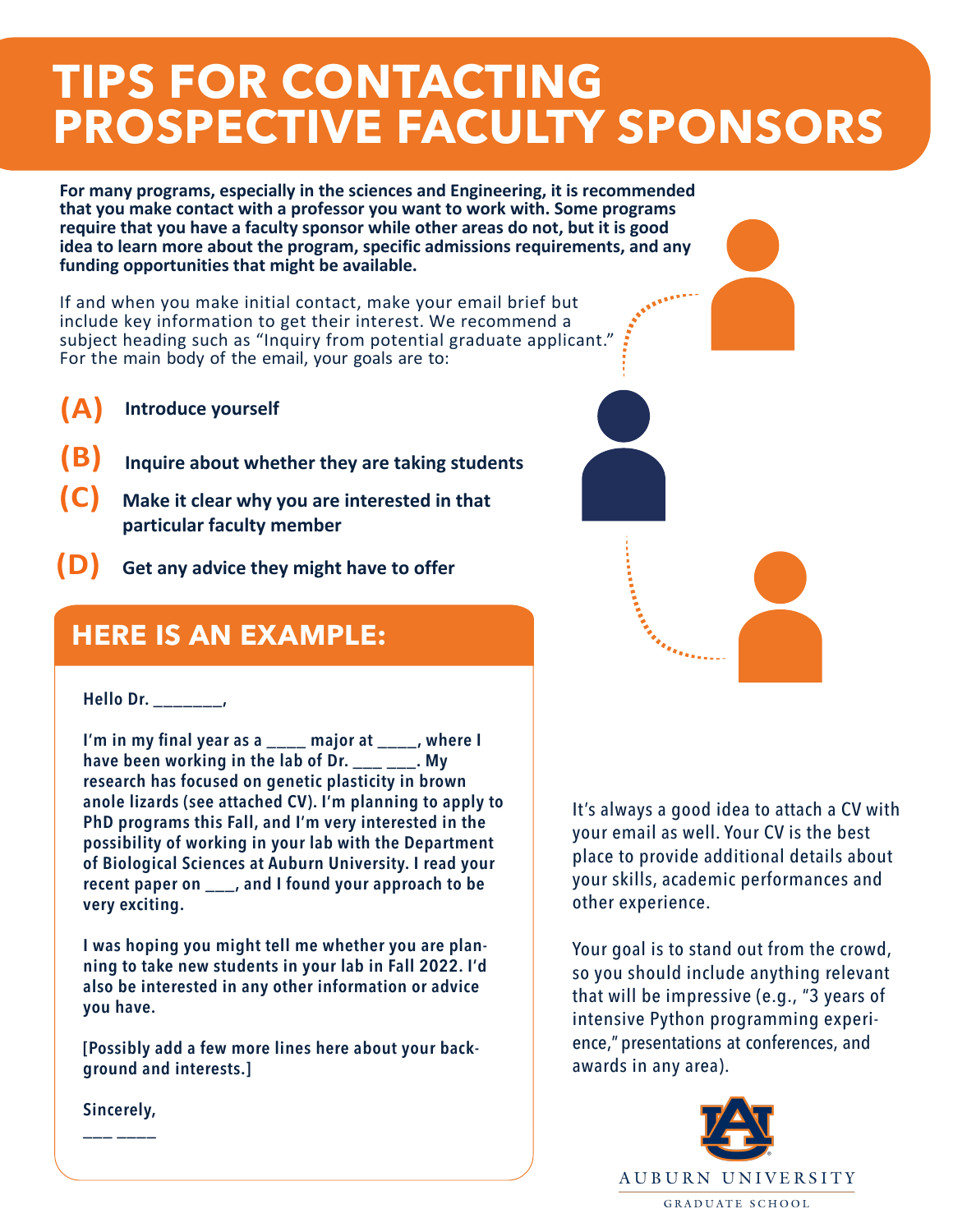# TIPS FOR CONTACTING PROSPECTIVE FACULTY SPONSORS

**For many programs, especially in the sciences and Engineering, it is recommended that you make contact with a professor you want to work with. Some programs require that you have a faculty sponsor while other areas do not, but it is good idea to learn more about the program, specific admissions requirements, and any funding opportunities that might be available.**

If and when you make initial contact, make your email brief but include key information to get their interest. We recommend a subject heading such as "Inquiry from potential graduate applicant." For the main body of the email, your goals are to:

**(A)** **Introduce yourself**

**(B)** **Inquire about whether they are taking students**

**(C)** **Make it clear why you are interested in that particular faculty member**

**(D)** **Get any advice they might have to offer**

## HERE IS AN EXAMPLE:

**Hello Dr. ________,**

**I'm in my final year as a _____ major at _____, where I have been working in the lab of Dr. ___ ___. My research has focused on genetic plasticity in brown anole lizards (see attached CV). I'm planning to apply to PhD programs this Fall, and I'm very interested in the possibility of working in your lab with the Department of Biological Sciences at Auburn University. I read your recent paper on ___, and I found your approach to be very exciting.**

**I was hoping you might tell me whether you are planning to take new students in your lab in Fall 2022. I'd also be interested in any other information or advice you have.**

**[Possibly add a few more lines here about your background and interests.]**

**Sincerely,**

**___ _____**

It's always a good idea to attach a CV with your email as well. Your CV is the best place to provide additional details about your skills, academic performances and other experience.

Your goal is to stand out from the crowd, so you should include anything relevant that will be impressive (e.g., "3 years of intensive Python programming experience," presentations at conferences, and awards in any area).

AUBURN UNIVERSITY

GRADUATE SCHOOL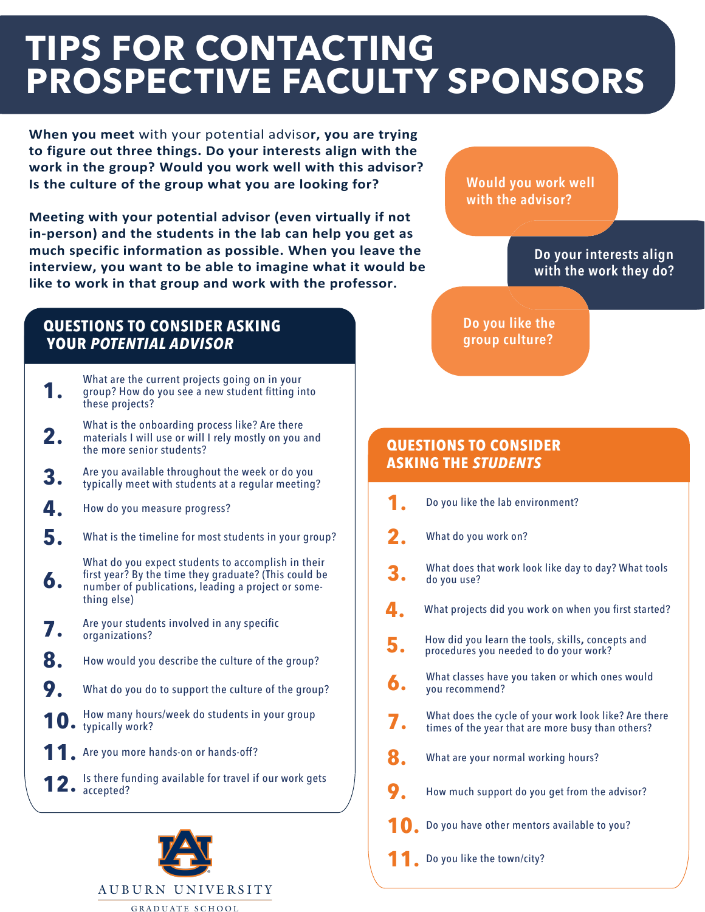# TIPS FOR CONTACTING PROSPECTIVE FACULTY SPONSORS

**When you meet** with your potential adviso**r, you are trying to figure out three things. Do your interests align with the work in the group? Would you work well with this advisor? Is the culture of the group what you are looking for?**

**Meeting with your potential advisor (even virtually if not in-person) and the students in the lab can help you get as much specific information as possible. When you leave the interview, you want to be able to imagine what it would be like to work in that group and work with the professor.**

Would you work well with the advisor?

Do your interests align with the work they do?

Do you like the group culture?

## QUESTIONS TO CONSIDER ASKING YOUR *POTENTIAL ADVISOR*

1. What are the current projects going on in your group? How do you see a new student fitting into these projects?
2. What is the onboarding process like? Are there materials I will use or will I rely mostly on you and the more senior students?
3. Are you available throughout the week or do you typically meet with students at a regular meeting?
4. How do you measure progress?
5. What is the timeline for most students in your group?
6. What do you expect students to accomplish in their first year? By the time they graduate? (This could be number of publications, leading a project or something else)
7. Are your students involved in any specific organizations?
8. How would you describe the culture of the group?
9. What do you do to support the culture of the group?
10. How many hours/week do students in your group typically work?
11. Are you more hands-on or hands-off?
12. Is there funding available for travel if our work gets accepted?

## QUESTIONS TO CONSIDER ASKING THE *STUDENTS*

1. Do you like the lab environment?
2. What do you work on?
3. What does that work look like day to day? What tools do you use?
4. What projects did you work on when you first started?
5. How did you learn the tools, skills, concepts and procedures you needed to do your work?
6. What classes have you taken or which ones would you recommend?
7. What does the cycle of your work look like? Are there times of the year that are more busy than others?
8. What are your normal working hours?
9. How much support do you get from the advisor?
10. Do you have other mentors available to you?
11. Do you like the town/city?

AUBURN UNIVERSITY
GRADUATE SCHOOL